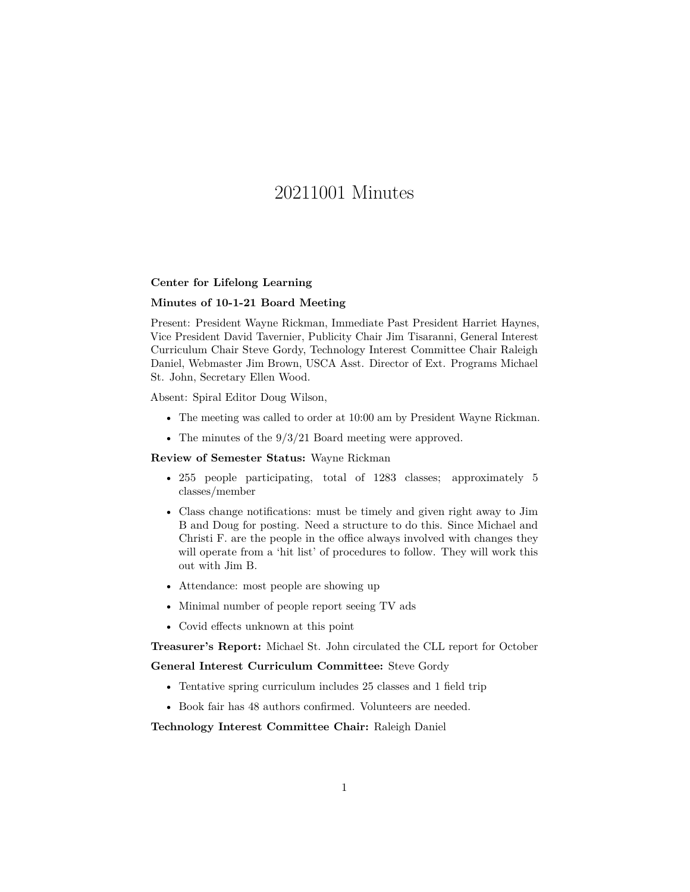# 20211001 Minutes

**Center for Lifelong Learning**

**Minutes of 10-1-21 Board Meeting**

Present: President Wayne Rickman, Immediate Past President Harriet Haynes, Vice President David Tavernier, Publicity Chair Jim Tisaranni, General Interest Curriculum Chair Steve Gordy, Technology Interest Committee Chair Raleigh Daniel, Webmaster Jim Brown, USCA Asst. Director of Ext. Programs Michael St. John, Secretary Ellen Wood.

Absent: Spiral Editor Doug Wilson,

- The meeting was called to order at 10:00 am by President Wayne Rickman.
- The minutes of the 9/3/21 Board meeting were approved.

**Review of Semester Status:** Wayne Rickman

- 255 people participating, total of 1283 classes; approximately 5 classes/member
- Class change notifications: must be timely and given right away to Jim B and Doug for posting. Need a structure to do this. Since Michael and Christi F. are the people in the office always involved with changes they will operate from a 'hit list' of procedures to follow. They will work this out with Jim B.
- Attendance: most people are showing up
- Minimal number of people report seeing TV ads
- Covid effects unknown at this point

**Treasurer's Report:** Michael St. John circulated the CLL report for October

**General Interest Curriculum Committee:** Steve Gordy

- Tentative spring curriculum includes 25 classes and 1 field trip
- Book fair has 48 authors confirmed. Volunteers are needed.

**Technology Interest Committee Chair:** Raleigh Daniel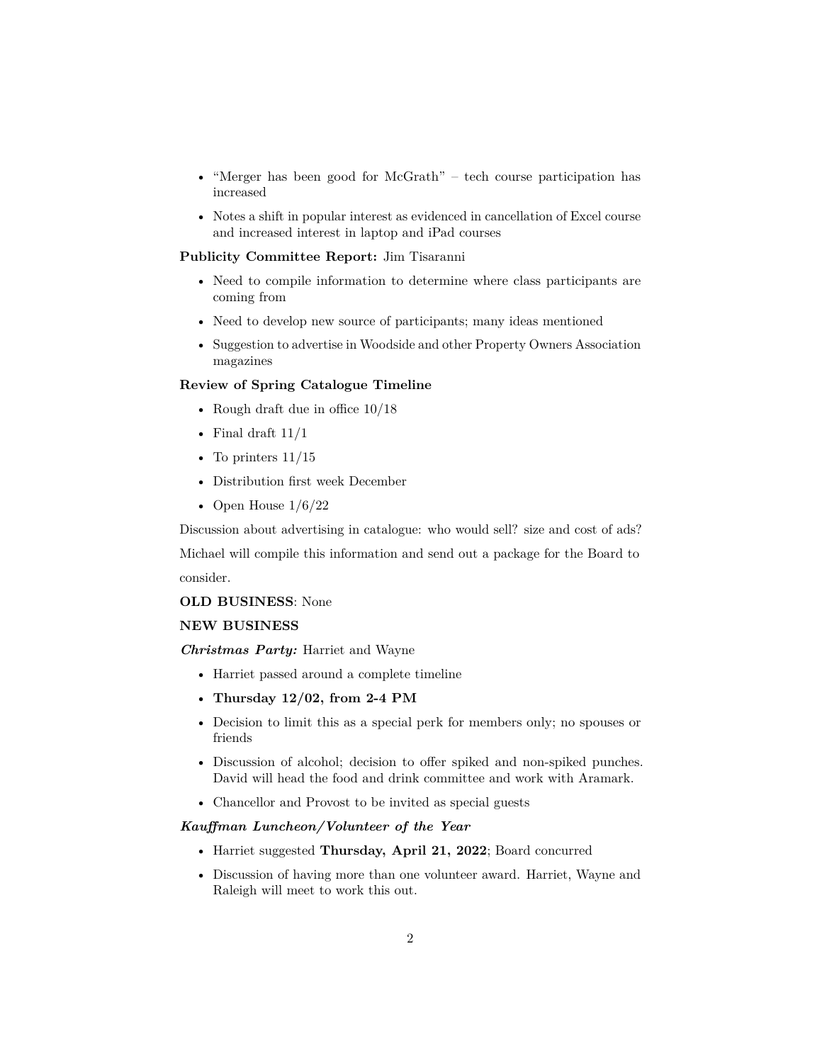- "Merger has been good for McGrath" – tech course participation has increased
- Notes a shift in popular interest as evidenced in cancellation of Excel course and increased interest in laptop and iPad courses

**Publicity Committee Report:** Jim Tisaranni

- Need to compile information to determine where class participants are coming from
- Need to develop new source of participants; many ideas mentioned
- Suggestion to advertise in Woodside and other Property Owners Association magazines

**Review of Spring Catalogue Timeline**

- Rough draft due in office 10/18
- Final draft 11/1
- To printers 11/15
- Distribution first week December
- Open House 1/6/22

Discussion about advertising in catalogue: who would sell? size and cost of ads? Michael will compile this information and send out a package for the Board to consider.

**OLD BUSINESS**: None

**NEW BUSINESS**

***Christmas Party:*** Harriet and Wayne

- Harriet passed around a complete timeline
- **Thursday 12/02, from 2-4 PM**
- Decision to limit this as a special perk for members only; no spouses or friends
- Discussion of alcohol; decision to offer spiked and non-spiked punches. David will head the food and drink committee and work with Aramark.
- Chancellor and Provost to be invited as special guests

***Kauffman Luncheon/Volunteer of the Year***

- Harriet suggested **Thursday, April 21, 2022**; Board concurred
- Discussion of having more than one volunteer award. Harriet, Wayne and Raleigh will meet to work this out.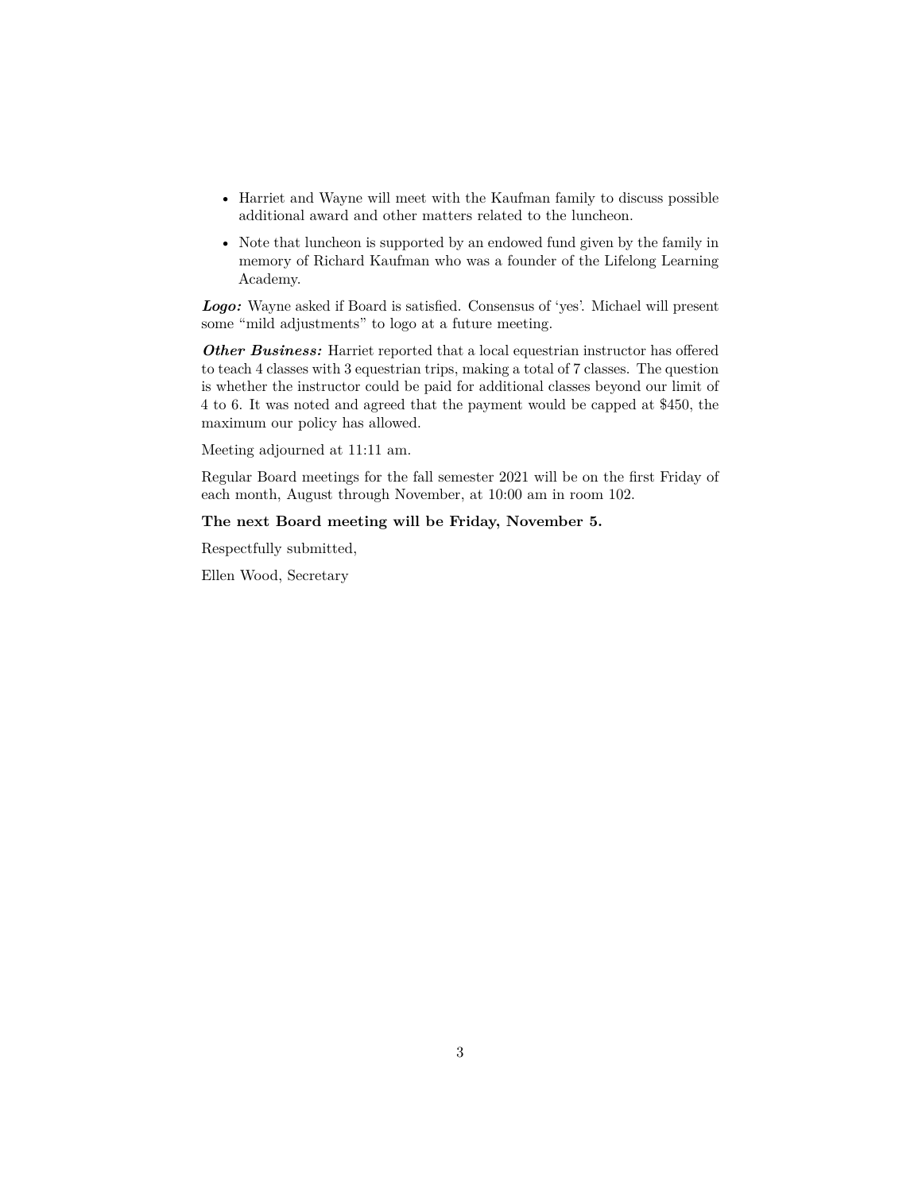- Harriet and Wayne will meet with the Kaufman family to discuss possible additional award and other matters related to the luncheon.
- Note that luncheon is supported by an endowed fund given by the family in memory of Richard Kaufman who was a founder of the Lifelong Learning Academy.

***Logo:*** Wayne asked if Board is satisfied. Consensus of 'yes'. Michael will present some "mild adjustments" to logo at a future meeting.

***Other Business:*** Harriet reported that a local equestrian instructor has offered to teach 4 classes with 3 equestrian trips, making a total of 7 classes. The question is whether the instructor could be paid for additional classes beyond our limit of 4 to 6. It was noted and agreed that the payment would be capped at $450, the maximum our policy has allowed.

Meeting adjourned at 11:11 am.

Regular Board meetings for the fall semester 2021 will be on the first Friday of each month, August through November, at 10:00 am in room 102.

**The next Board meeting will be Friday, November 5.**

Respectfully submitted,

Ellen Wood, Secretary